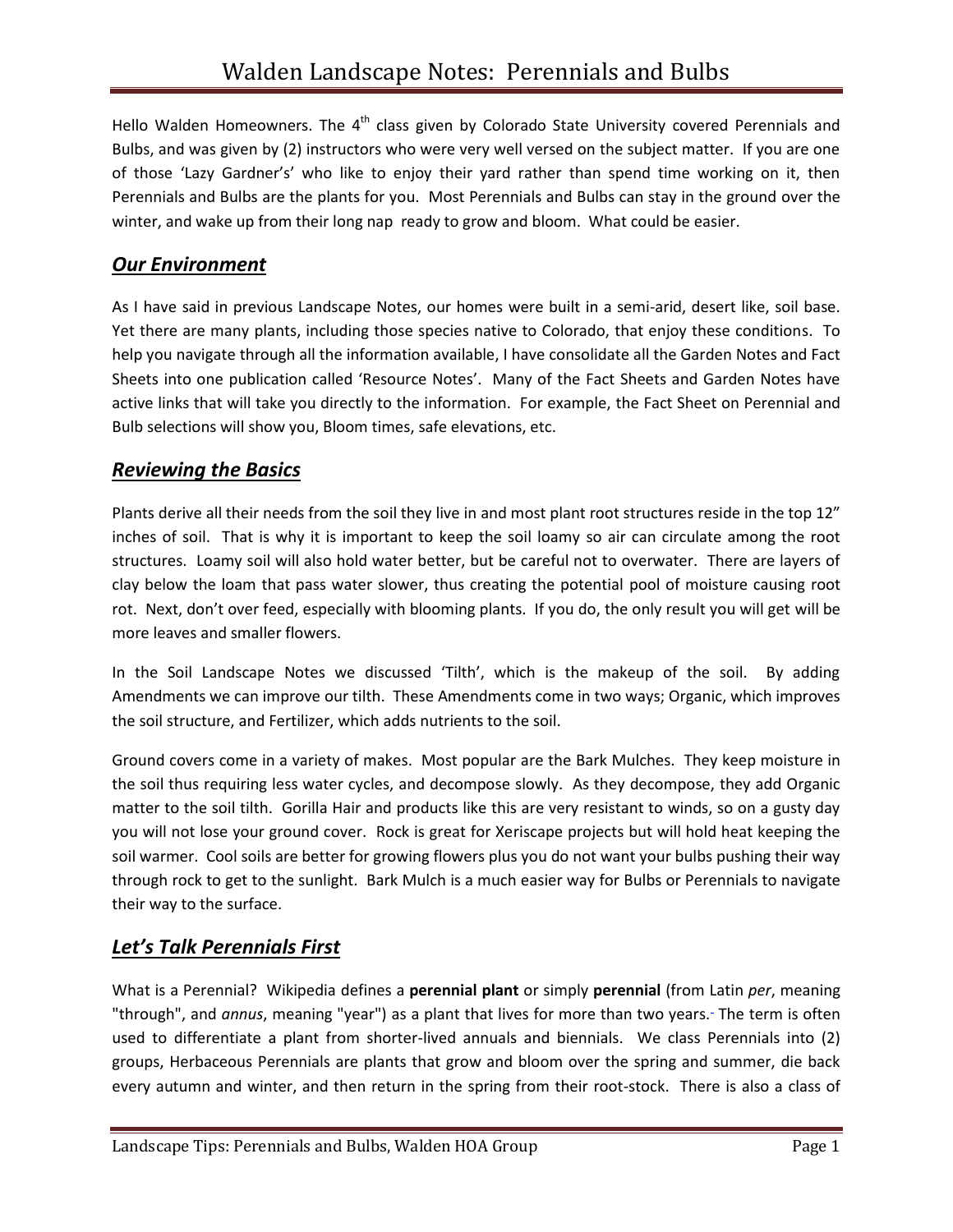# Walden Landscape Notes: Perennials and Bulbs

Hello Walden Homeowners. The 4th class given by Colorado State University covered Perennials and Bulbs, and was given by (2) instructors who were very well versed on the subject matter. If you are one of those 'Lazy Gardner's' who like to enjoy their yard rather than spend time working on it, then Perennials and Bulbs are the plants for you. Most Perennials and Bulbs can stay in the ground over the winter, and wake up from their long nap ready to grow and bloom. What could be easier.

## ***Our Environment***

As I have said in previous Landscape Notes, our homes were built in a semi-arid, desert like, soil base. Yet there are many plants, including those species native to Colorado, that enjoy these conditions. To help you navigate through all the information available, I have consolidate all the Garden Notes and Fact Sheets into one publication called 'Resource Notes'. Many of the Fact Sheets and Garden Notes have active links that will take you directly to the information. For example, the Fact Sheet on Perennial and Bulb selections will show you, Bloom times, safe elevations, etc.

## ***Reviewing the Basics***

Plants derive all their needs from the soil they live in and most plant root structures reside in the top 12" inches of soil. That is why it is important to keep the soil loamy so air can circulate among the root structures. Loamy soil will also hold water better, but be careful not to overwater. There are layers of clay below the loam that pass water slower, thus creating the potential pool of moisture causing root rot. Next, don't over feed, especially with blooming plants. If you do, the only result you will get will be more leaves and smaller flowers.

In the Soil Landscape Notes we discussed 'Tilth', which is the makeup of the soil. By adding Amendments we can improve our tilth. These Amendments come in two ways; Organic, which improves the soil structure, and Fertilizer, which adds nutrients to the soil.

Ground covers come in a variety of makes. Most popular are the Bark Mulches. They keep moisture in the soil thus requiring less water cycles, and decompose slowly. As they decompose, they add Organic matter to the soil tilth. Gorilla Hair and products like this are very resistant to winds, so on a gusty day you will not lose your ground cover. Rock is great for Xeriscape projects but will hold heat keeping the soil warmer. Cool soils are better for growing flowers plus you do not want your bulbs pushing their way through rock to get to the sunlight. Bark Mulch is a much easier way for Bulbs or Perennials to navigate their way to the surface.

## ***Let's Talk Perennials First***

What is a Perennial? Wikipedia defines a **perennial plant** or simply **perennial** (from Latin *per*, meaning "through", and *annus*, meaning "year") as a plant that lives for more than two years. The term is often used to differentiate a plant from shorter-lived annuals and biennials. We class Perennials into (2) groups, Herbaceous Perennials are plants that grow and bloom over the spring and summer, die back every autumn and winter, and then return in the spring from their root-stock. There is also a class of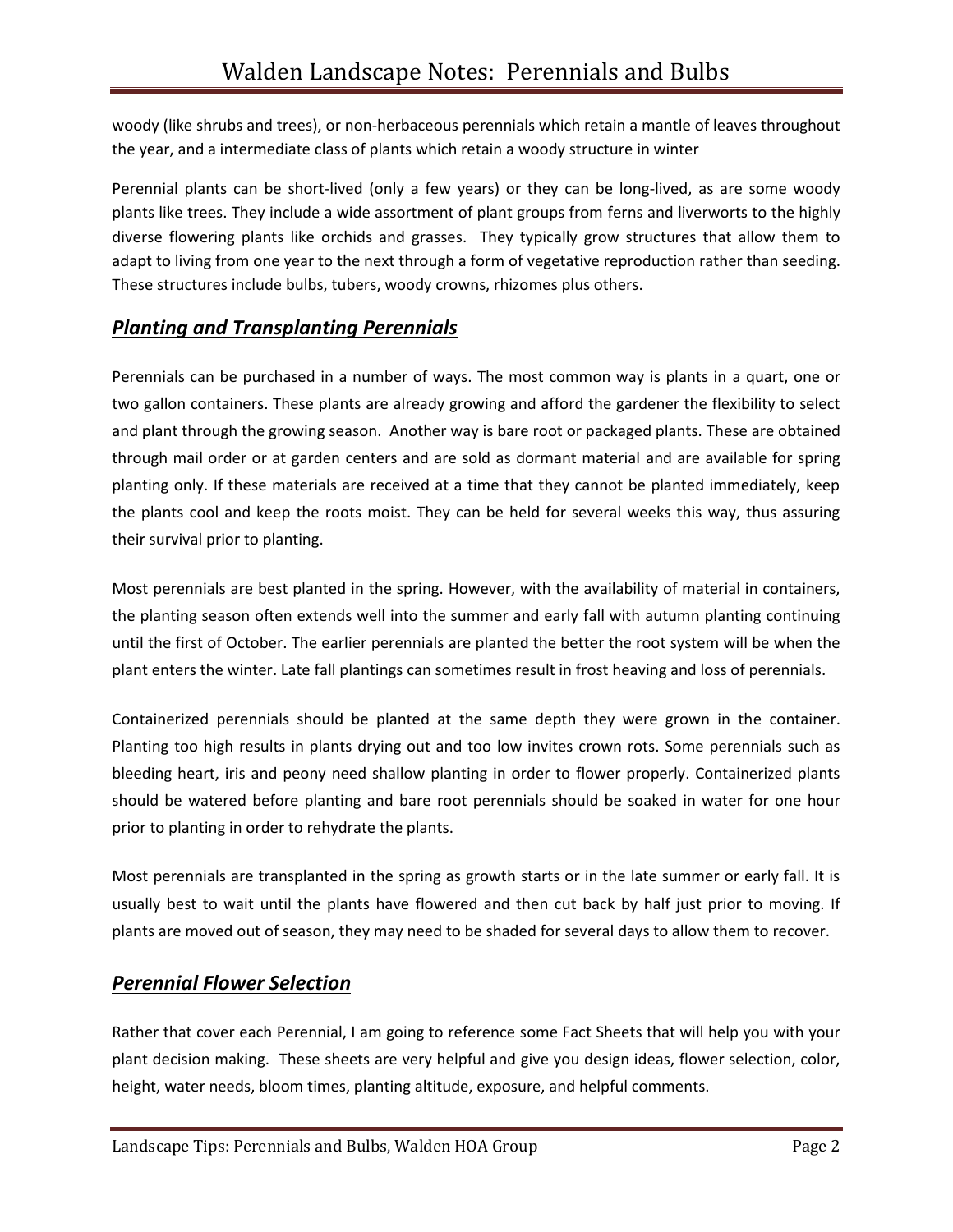woody (like shrubs and trees), or non-herbaceous perennials which retain a mantle of leaves throughout the year, and a intermediate class of plants which retain a woody structure in winter

Perennial plants can be short-lived (only a few years) or they can be long-lived, as are some woody plants like trees. They include a wide assortment of plant groups from ferns and liverworts to the highly diverse flowering plants like orchids and grasses. They typically grow structures that allow them to adapt to living from one year to the next through a form of vegetative reproduction rather than seeding. These structures include bulbs, tubers, woody crowns, rhizomes plus others.

## ***Planting and Transplanting Perennials***

Perennials can be purchased in a number of ways. The most common way is plants in a quart, one or two gallon containers. These plants are already growing and afford the gardener the flexibility to select and plant through the growing season. Another way is bare root or packaged plants. These are obtained through mail order or at garden centers and are sold as dormant material and are available for spring planting only. If these materials are received at a time that they cannot be planted immediately, keep the plants cool and keep the roots moist. They can be held for several weeks this way, thus assuring their survival prior to planting.

Most perennials are best planted in the spring. However, with the availability of material in containers, the planting season often extends well into the summer and early fall with autumn planting continuing until the first of October. The earlier perennials are planted the better the root system will be when the plant enters the winter. Late fall plantings can sometimes result in frost heaving and loss of perennials.

Containerized perennials should be planted at the same depth they were grown in the container. Planting too high results in plants drying out and too low invites crown rots. Some perennials such as bleeding heart, iris and peony need shallow planting in order to flower properly. Containerized plants should be watered before planting and bare root perennials should be soaked in water for one hour prior to planting in order to rehydrate the plants.

Most perennials are transplanted in the spring as growth starts or in the late summer or early fall. It is usually best to wait until the plants have flowered and then cut back by half just prior to moving. If plants are moved out of season, they may need to be shaded for several days to allow them to recover.

## ***Perennial Flower Selection***

Rather that cover each Perennial, I am going to reference some Fact Sheets that will help you with your plant decision making. These sheets are very helpful and give you design ideas, flower selection, color, height, water needs, bloom times, planting altitude, exposure, and helpful comments.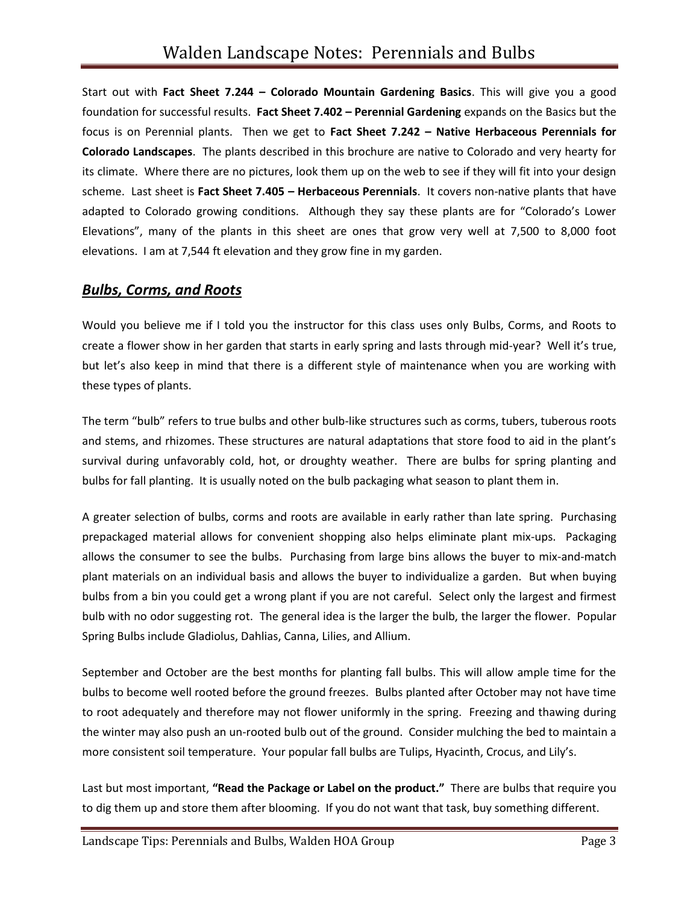Start out with **Fact Sheet 7.244 – Colorado Mountain Gardening Basics**. This will give you a good foundation for successful results. **Fact Sheet 7.402 – Perennial Gardening** expands on the Basics but the focus is on Perennial plants. Then we get to **Fact Sheet 7.242 – Native Herbaceous Perennials for Colorado Landscapes**. The plants described in this brochure are native to Colorado and very hearty for its climate. Where there are no pictures, look them up on the web to see if they will fit into your design scheme. Last sheet is **Fact Sheet 7.405 – Herbaceous Perennials**. It covers non-native plants that have adapted to Colorado growing conditions. Although they say these plants are for "Colorado's Lower Elevations", many of the plants in this sheet are ones that grow very well at 7,500 to 8,000 foot elevations. I am at 7,544 ft elevation and they grow fine in my garden.

## ***Bulbs, Corms, and Roots***

Would you believe me if I told you the instructor for this class uses only Bulbs, Corms, and Roots to create a flower show in her garden that starts in early spring and lasts through mid-year? Well it's true, but let's also keep in mind that there is a different style of maintenance when you are working with these types of plants.

The term "bulb" refers to true bulbs and other bulb-like structures such as corms, tubers, tuberous roots and stems, and rhizomes. These structures are natural adaptations that store food to aid in the plant's survival during unfavorably cold, hot, or droughty weather. There are bulbs for spring planting and bulbs for fall planting. It is usually noted on the bulb packaging what season to plant them in.

A greater selection of bulbs, corms and roots are available in early rather than late spring. Purchasing prepackaged material allows for convenient shopping also helps eliminate plant mix-ups. Packaging allows the consumer to see the bulbs. Purchasing from large bins allows the buyer to mix-and-match plant materials on an individual basis and allows the buyer to individualize a garden. But when buying bulbs from a bin you could get a wrong plant if you are not careful. Select only the largest and firmest bulb with no odor suggesting rot. The general idea is the larger the bulb, the larger the flower. Popular Spring Bulbs include Gladiolus, Dahlias, Canna, Lilies, and Allium.

September and October are the best months for planting fall bulbs. This will allow ample time for the bulbs to become well rooted before the ground freezes. Bulbs planted after October may not have time to root adequately and therefore may not flower uniformly in the spring. Freezing and thawing during the winter may also push an un-rooted bulb out of the ground. Consider mulching the bed to maintain a more consistent soil temperature. Your popular fall bulbs are Tulips, Hyacinth, Crocus, and Lily's.

Last but most important, **"Read the Package or Label on the product."** There are bulbs that require you to dig them up and store them after blooming. If you do not want that task, buy something different.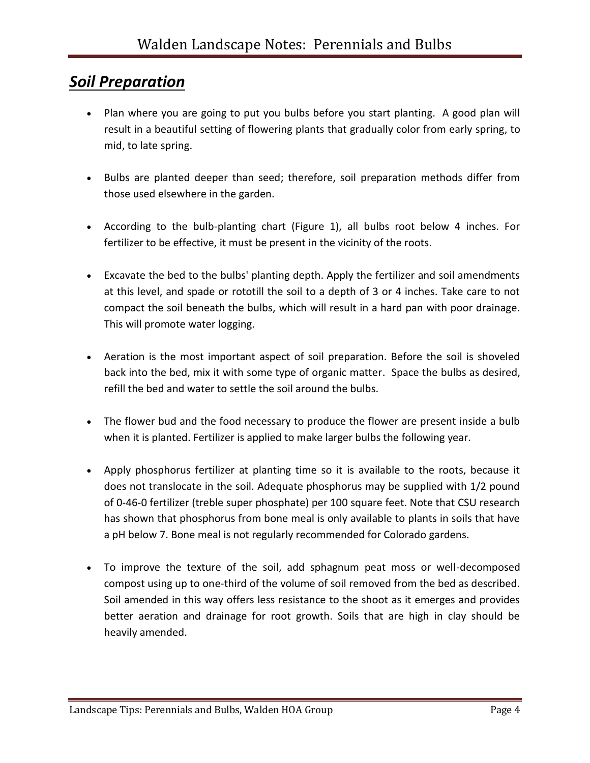## ***Soil Preparation***

- Plan where you are going to put you bulbs before you start planting. A good plan will result in a beautiful setting of flowering plants that gradually color from early spring, to mid, to late spring.

- Bulbs are planted deeper than seed; therefore, soil preparation methods differ from those used elsewhere in the garden.

- According to the bulb-planting chart (Figure 1), all bulbs root below 4 inches. For fertilizer to be effective, it must be present in the vicinity of the roots.

- Excavate the bed to the bulbs' planting depth. Apply the fertilizer and soil amendments at this level, and spade or rototill the soil to a depth of 3 or 4 inches. Take care to not compact the soil beneath the bulbs, which will result in a hard pan with poor drainage. This will promote water logging.

- Aeration is the most important aspect of soil preparation. Before the soil is shoveled back into the bed, mix it with some type of organic matter. Space the bulbs as desired, refill the bed and water to settle the soil around the bulbs.

- The flower bud and the food necessary to produce the flower are present inside a bulb when it is planted. Fertilizer is applied to make larger bulbs the following year.

- Apply phosphorus fertilizer at planting time so it is available to the roots, because it does not translocate in the soil. Adequate phosphorus may be supplied with 1/2 pound of 0-46-0 fertilizer (treble super phosphate) per 100 square feet. Note that CSU research has shown that phosphorus from bone meal is only available to plants in soils that have a pH below 7. Bone meal is not regularly recommended for Colorado gardens.

- To improve the texture of the soil, add sphagnum peat moss or well-decomposed compost using up to one-third of the volume of soil removed from the bed as described. Soil amended in this way offers less resistance to the shoot as it emerges and provides better aeration and drainage for root growth. Soils that are high in clay should be heavily amended.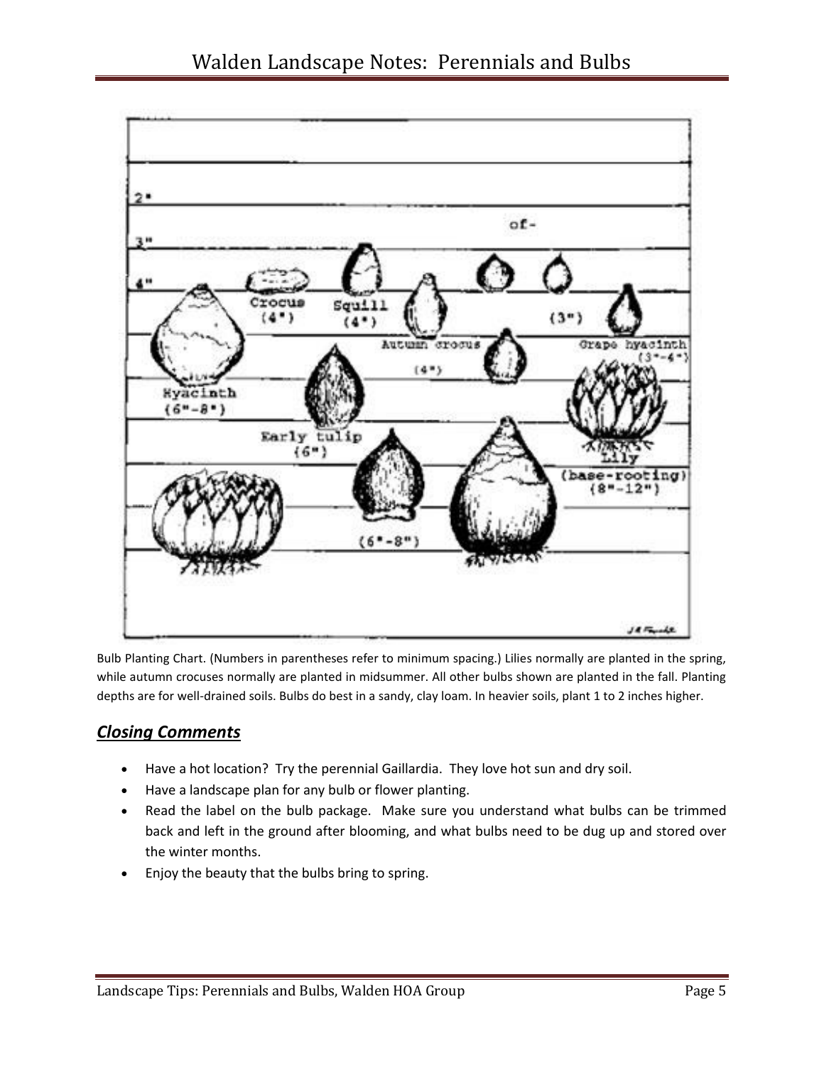2"
3"
4"
of-
Crocus (4")
Squill (4")
(3")
Autumn crocus (4")
Grape hyacinth (3"-4")
Hyacinth (6"-8")
Early tulip (6")
Lily (base-rooting) (8"-12")
(6"-8")

Bulb Planting Chart. (Numbers in parentheses refer to minimum spacing.) Lilies normally are planted in the spring, while autumn crocuses normally are planted in midsummer. All other bulbs shown are planted in the fall. Planting depths are for well-drained soils. Bulbs do best in a sandy, clay loam. In heavier soils, plant 1 to 2 inches higher.

## ***Closing Comments***

- Have a hot location? Try the perennial Gaillardia. They love hot sun and dry soil.
- Have a landscape plan for any bulb or flower planting.
- Read the label on the bulb package. Make sure you understand what bulbs can be trimmed back and left in the ground after blooming, and what bulbs need to be dug up and stored over the winter months.
- Enjoy the beauty that the bulbs bring to spring.